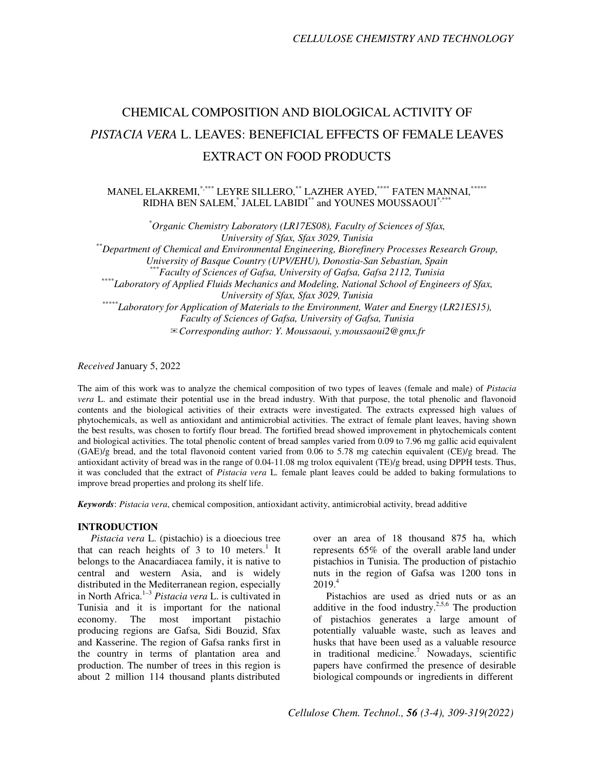# CHEMICAL COMPOSITION AND BIOLOGICAL ACTIVITY OF *PISTACIA VERA* L. LEAVES: BENEFICIAL EFFECTS OF FEMALE LEAVES EXTRACT ON FOOD PRODUCTS

MANEL ELAKREMI,[*,***] LEYRE SILLERO,[**] LAZHER AYED,[****] FATEN MANNAI,[*****] RIDHA BEN SALEM,[*] JALEL LABIDI[**] and YOUNES MOUSSAOUI[*,***]

[*] *Organic Chemistry Laboratory (LR17ES08), Faculty of Sciences of Sfax, University of Sfax, Sfax 3029, Tunisia*
[**] *Department of Chemical and Environmental Engineering, Biorefinery Processes Research Group, University of Basque Country (UPV/EHU), Donostia-San Sebastian, Spain*
[***] *Faculty of Sciences of Gafsa, University of Gafsa, Gafsa 2112, Tunisia*
[****] *Laboratory of Applied Fluids Mechanics and Modeling, National School of Engineers of Sfax, University of Sfax, Sfax 3029, Tunisia*
[*****] *Laboratory for Application of Materials to the Environment, Water and Energy (LR21ES15), Faculty of Sciences of Gafsa, University of Gafsa, Tunisia*
✉ *Corresponding author: Y. Moussaoui, y.moussaoui2@gmx.fr*

*Received* January 5, 2022

The aim of this work was to analyze the chemical composition of two types of leaves (female and male) of *Pistacia vera* L. and estimate their potential use in the bread industry. With that purpose, the total phenolic and flavonoid contents and the biological activities of their extracts were investigated. The extracts expressed high values of phytochemicals, as well as antioxidant and antimicrobial activities. The extract of female plant leaves, having shown the best results, was chosen to fortify flour bread. The fortified bread showed improvement in phytochemicals content and biological activities. The total phenolic content of bread samples varied from 0.09 to 7.96 mg gallic acid equivalent (GAE)/g bread, and the total flavonoid content varied from 0.06 to 5.78 mg catechin equivalent (CE)/g bread. The antioxidant activity of bread was in the range of 0.04-11.08 mg trolox equivalent (TE)/g bread, using DPPH tests. Thus, it was concluded that the extract of *Pistacia vera* L. female plant leaves could be added to baking formulations to improve bread properties and prolong its shelf life.

***Keywords***: *Pistacia vera*, chemical composition, antioxidant activity, antimicrobial activity, bread additive

## INTRODUCTION

*Pistacia vera* L. (pistachio) is a dioecious tree that can reach heights of 3 to 10 meters.[1] It belongs to the Anacardiacea family, it is native to central and western Asia, and is widely distributed in the Mediterranean region, especially in North Africa.[1–3] *Pistacia vera* L. is cultivated in Tunisia and it is important for the national economy. The most important pistachio producing regions are Gafsa, Sidi Bouzid, Sfax and Kasserine. The region of Gafsa ranks first in the country in terms of plantation area and production. The number of trees in this region is about 2 million 114 thousand plants distributed over an area of 18 thousand 875 ha, which represents 65% of the overall arable land under pistachios in Tunisia. The production of pistachio nuts in the region of Gafsa was 1200 tons in 2019.[4]

Pistachios are used as dried nuts or as an additive in the food industry.[2,5,6] The production of pistachios generates a large amount of potentially valuable waste, such as leaves and husks that have been used as a valuable resource in traditional medicine.[7] Nowadays, scientific papers have confirmed the presence of desirable biological compounds or ingredients in different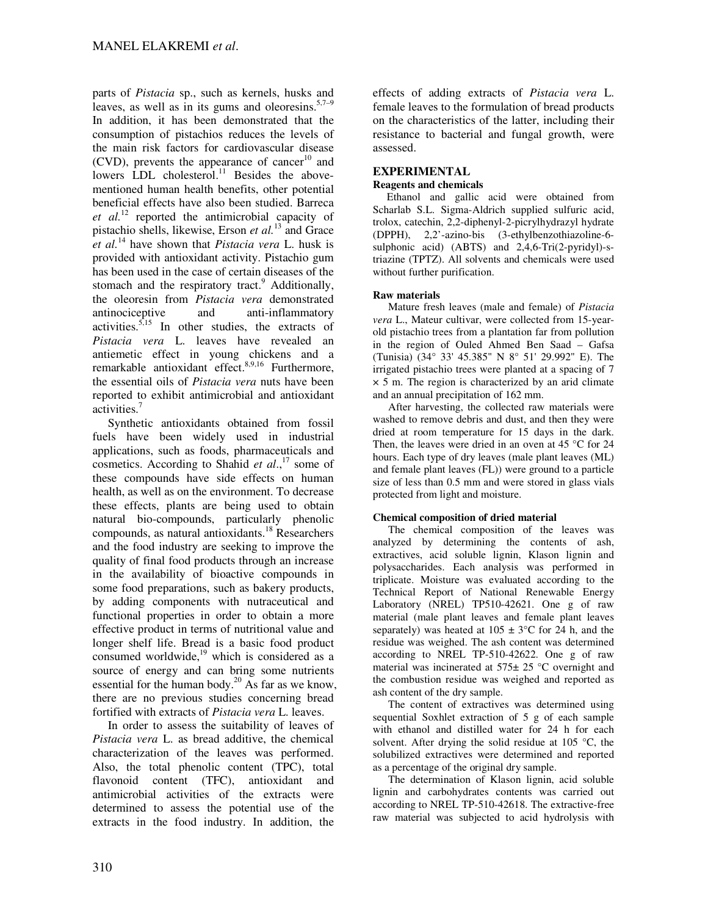parts of *Pistacia* sp., such as kernels, husks and leaves, as well as in its gums and oleoresins.[5,7–9] In addition, it has been demonstrated that the consumption of pistachios reduces the levels of the main risk factors for cardiovascular disease (CVD), prevents the appearance of cancer[10] and lowers LDL cholesterol.[11] Besides the above-mentioned human health benefits, other potential beneficial effects have also been studied. Barreca *et al.*[12] reported the antimicrobial capacity of pistachio shells, likewise, Erson *et al.*[13] and Grace *et al.*[14] have shown that *Pistacia vera* L. husk is provided with antioxidant activity. Pistachio gum has been used in the case of certain diseases of the stomach and the respiratory tract.[9] Additionally, the oleoresin from *Pistacia vera* demonstrated antinociceptive and anti-inflammatory activities.[5,15] In other studies, the extracts of *Pistacia vera* L. leaves have revealed an antiemetic effect in young chickens and a remarkable antioxidant effect.[8,9,16] Furthermore, the essential oils of *Pistacia vera* nuts have been reported to exhibit antimicrobial and antioxidant activities.[7]

Synthetic antioxidants obtained from fossil fuels have been widely used in industrial applications, such as foods, pharmaceuticals and cosmetics. According to Shahid *et al.*,[17] some of these compounds have side effects on human health, as well as on the environment. To decrease these effects, plants are being used to obtain natural bio-compounds, particularly phenolic compounds, as natural antioxidants.[18] Researchers and the food industry are seeking to improve the quality of final food products through an increase in the availability of bioactive compounds in some food preparations, such as bakery products, by adding components with nutraceutical and functional properties in order to obtain a more effective product in terms of nutritional value and longer shelf life. Bread is a basic food product consumed worldwide,[19] which is considered as a source of energy and can bring some nutrients essential for the human body.[20] As far as we know, there are no previous studies concerning bread fortified with extracts of *Pistacia vera* L. leaves.

In order to assess the suitability of leaves of *Pistacia vera* L. as bread additive, the chemical characterization of the leaves was performed. Also, the total phenolic content (TPC), total flavonoid content (TFC), antioxidant and antimicrobial activities of the extracts were determined to assess the potential use of the extracts in the food industry. In addition, the effects of adding extracts of *Pistacia vera* L. female leaves to the formulation of bread products on the characteristics of the latter, including their resistance to bacterial and fungal growth, were assessed.

## EXPERIMENTAL

### Reagents and chemicals

Ethanol and gallic acid were obtained from Scharlab S.L. Sigma-Aldrich supplied sulfuric acid, trolox, catechin, 2,2-diphenyl-2-picrylhydrazyl hydrate (DPPH), 2,2'-azino-bis (3-ethylbenzothiazoline-6-sulphonic acid) (ABTS) and 2,4,6-Tri(2-pyridyl)-s-triazine (TPTZ). All solvents and chemicals were used without further purification.

### Raw materials

Mature fresh leaves (male and female) of *Pistacia vera* L., Mateur cultivar, were collected from 15-year-old pistachio trees from a plantation far from pollution in the region of Ouled Ahmed Ben Saad – Gafsa (Tunisia) (34° 33' 45.385" N 8° 51' 29.992" E). The irrigated pistachio trees were planted at a spacing of 7 × 5 m. The region is characterized by an arid climate and an annual precipitation of 162 mm.

After harvesting, the collected raw materials were washed to remove debris and dust, and then they were dried at room temperature for 15 days in the dark. Then, the leaves were dried in an oven at 45 °C for 24 hours. Each type of dry leaves (male plant leaves (ML) and female plant leaves (FL)) were ground to a particle size of less than 0.5 mm and were stored in glass vials protected from light and moisture.

### Chemical composition of dried material

The chemical composition of the leaves was analyzed by determining the contents of ash, extractives, acid soluble lignin, Klason lignin and polysaccharides. Each analysis was performed in triplicate. Moisture was evaluated according to the Technical Report of National Renewable Energy Laboratory (NREL) TP510-42621. One g of raw material (male plant leaves and female plant leaves separately) was heated at 105 ± 3°C for 24 h, and the residue was weighed. The ash content was determined according to NREL TP-510-42622. One g of raw material was incinerated at 575± 25 °C overnight and the combustion residue was weighed and reported as ash content of the dry sample.

The content of extractives was determined using sequential Soxhlet extraction of 5 g of each sample with ethanol and distilled water for 24 h for each solvent. After drying the solid residue at 105 °C, the solubilized extractives were determined and reported as a percentage of the original dry sample.

The determination of Klason lignin, acid soluble lignin and carbohydrates contents was carried out according to NREL TP-510-42618. The extractive-free raw material was subjected to acid hydrolysis with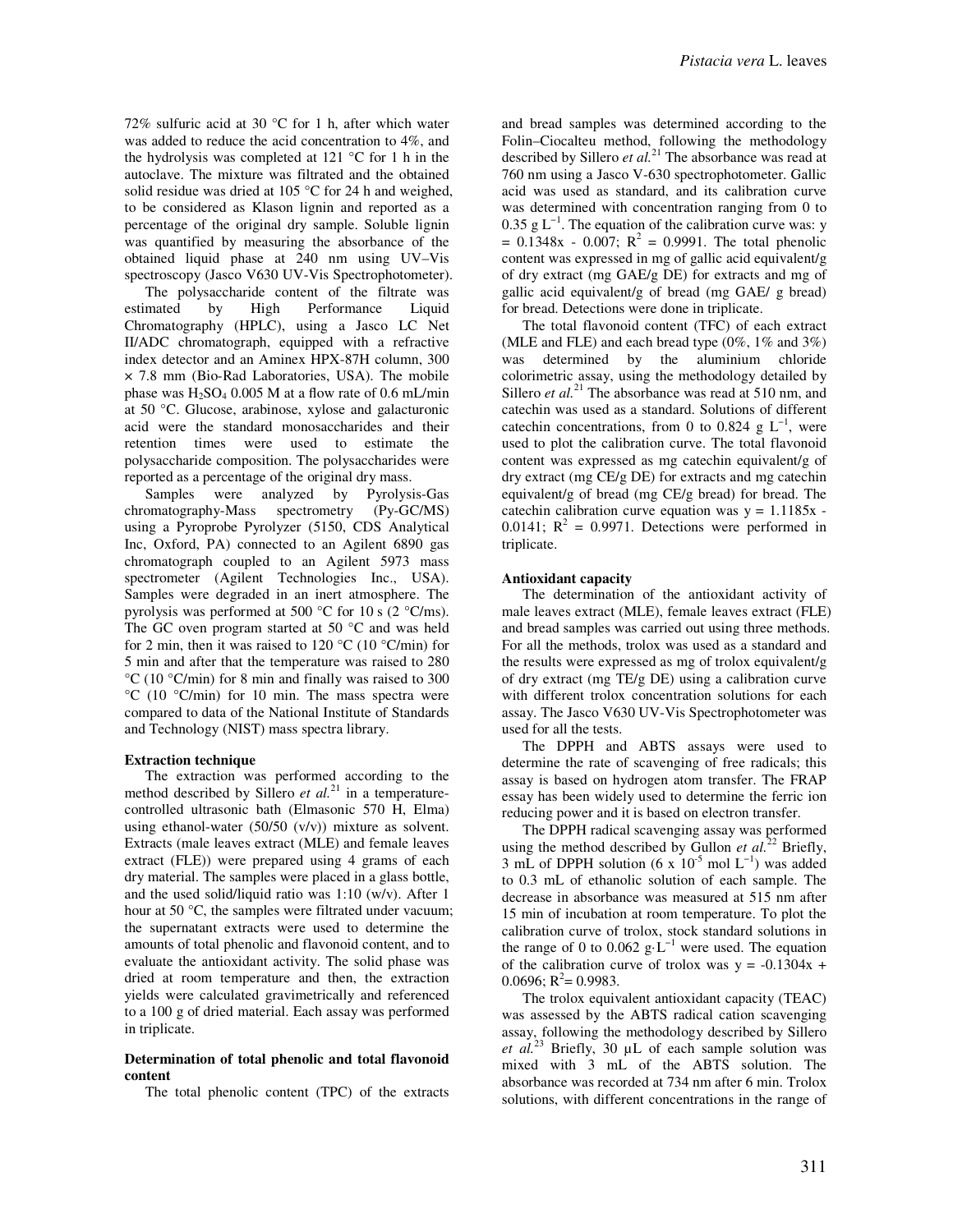72% sulfuric acid at 30 °C for 1 h, after which water was added to reduce the acid concentration to 4%, and the hydrolysis was completed at 121 °C for 1 h in the autoclave. The mixture was filtrated and the obtained solid residue was dried at 105 °C for 24 h and weighed, to be considered as Klason lignin and reported as a percentage of the original dry sample. Soluble lignin was quantified by measuring the absorbance of the obtained liquid phase at 240 nm using UV–Vis spectroscopy (Jasco V630 UV-Vis Spectrophotometer).

The polysaccharide content of the filtrate was estimated by High Performance Liquid Chromatography (HPLC), using a Jasco LC Net II/ADC chromatograph, equipped with a refractive index detector and an Aminex HPX-87H column, 300 × 7.8 mm (Bio-Rad Laboratories, USA). The mobile phase was $H_2SO_4$ 0.005 M at a flow rate of 0.6 mL/min at 50 °C. Glucose, arabinose, xylose and galacturonic acid were the standard monosaccharides and their retention times were used to estimate the polysaccharide composition. The polysaccharides were reported as a percentage of the original dry mass.

Samples were analyzed by Pyrolysis-Gas chromatography-Mass spectrometry (Py-GC/MS) using a Pyroprobe Pyrolyzer (5150, CDS Analytical Inc, Oxford, PA) connected to an Agilent 6890 gas chromatograph coupled to an Agilent 5973 mass spectrometer (Agilent Technologies Inc., USA). Samples were degraded in an inert atmosphere. The pyrolysis was performed at 500 °C for 10 s (2 °C/ms). The GC oven program started at 50 °C and was held for 2 min, then it was raised to 120 °C (10 °C/min) for 5 min and after that the temperature was raised to 280 °C (10 °C/min) for 8 min and finally was raised to 300 °C (10 °C/min) for 10 min. The mass spectra were compared to data of the National Institute of Standards and Technology (NIST) mass spectra library.

**Extraction technique**

The extraction was performed according to the method described by Sillero *et al.*[21] in a temperature-controlled ultrasonic bath (Elmasonic 570 H, Elma) using ethanol-water (50/50 (v/v)) mixture as solvent. Extracts (male leaves extract (MLE) and female leaves extract (FLE)) were prepared using 4 grams of each dry material. The samples were placed in a glass bottle, and the used solid/liquid ratio was 1:10 (w/v). After 1 hour at 50 °C, the samples were filtrated under vacuum; the supernatant extracts were used to determine the amounts of total phenolic and flavonoid content, and to evaluate the antioxidant activity. The solid phase was dried at room temperature and then, the extraction yields were calculated gravimetrically and referenced to a 100 g of dried material. Each assay was performed in triplicate.

**Determination of total phenolic and total flavonoid content**

The total phenolic content (TPC) of the extracts and bread samples was determined according to the Folin–Ciocalteu method, following the methodology described by Sillero *et al.*[21] The absorbance was read at 760 nm using a Jasco V-630 spectrophotometer. Gallic acid was used as standard, and its calibration curve was determined with concentration ranging from 0 to 0.35 g $L^{-1}$. The equation of the calibration curve was: $y = 0.1348x - 0.007$; $R^2 = 0.9991$. The total phenolic content was expressed in mg of gallic acid equivalent/g of dry extract (mg GAE/g DE) for extracts and mg of gallic acid equivalent/g of bread (mg GAE/ g bread) for bread. Detections were done in triplicate.

The total flavonoid content (TFC) of each extract (MLE and FLE) and each bread type (0%, 1% and 3%) was determined by the aluminium chloride colorimetric assay, using the methodology detailed by Sillero *et al.*[21] The absorbance was read at 510 nm, and catechin was used as a standard. Solutions of different catechin concentrations, from 0 to 0.824 g $L^{-1}$, were used to plot the calibration curve. The total flavonoid content was expressed as mg catechin equivalent/g of dry extract (mg CE/g DE) for extracts and mg catechin equivalent/g of bread (mg CE/g bread) for bread. The catechin calibration curve equation was $y = 1.1185x - 0.0141$; $R^2 = 0.9971$. Detections were performed in triplicate.

**Antioxidant capacity**

The determination of the antioxidant activity of male leaves extract (MLE), female leaves extract (FLE) and bread samples was carried out using three methods. For all the methods, trolox was used as a standard and the results were expressed as mg of trolox equivalent/g of dry extract (mg TE/g DE) using a calibration curve with different trolox concentration solutions for each assay. The Jasco V630 UV-Vis Spectrophotometer was used for all the tests.

The DPPH and ABTS assays were used to determine the rate of scavenging of free radicals; this assay is based on hydrogen atom transfer. The FRAP essay has been widely used to determine the ferric ion reducing power and it is based on electron transfer.

The DPPH radical scavenging assay was performed using the method described by Gullon *et al.*[22] Briefly, 3 mL of DPPH solution ($6 \times 10^{-5}$ mol $L^{-1}$) was added to 0.3 mL of ethanolic solution of each sample. The decrease in absorbance was measured at 515 nm after 15 min of incubation at room temperature. To plot the calibration curve of trolox, stock standard solutions in the range of 0 to 0.062 g·$L^{-1}$ were used. The equation of the calibration curve of trolox was $y = -0.1304x + 0.0696$; $R^2 = 0.9983$.

The trolox equivalent antioxidant capacity (TEAC) was assessed by the ABTS radical cation scavenging assay, following the methodology described by Sillero *et al.*[23] Briefly, 30 µL of each sample solution was mixed with 3 mL of the ABTS solution. The absorbance was recorded at 734 nm after 6 min. Trolox solutions, with different concentrations in the range of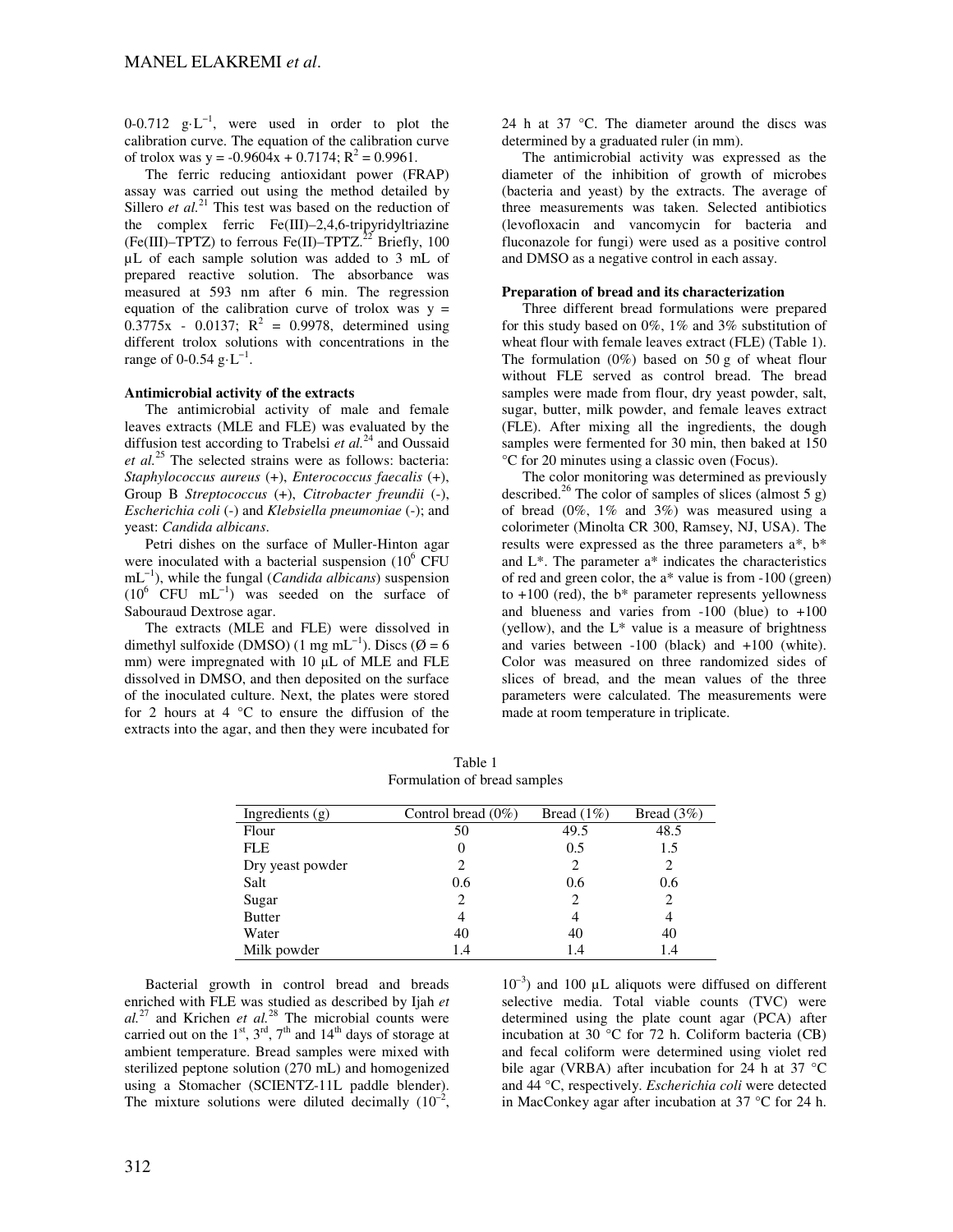0-0.712 g·L$^{-1}$, were used in order to plot the calibration curve. The equation of the calibration curve of trolox was $y = -0.9604x + 0.7174$; $R^2 = 0.9961$.

The ferric reducing antioxidant power (FRAP) assay was carried out using the method detailed by Sillero *et al.*[21] This test was based on the reduction of the complex ferric Fe(III)–2,4,6-tripyridyltriazine (Fe(III)–TPTZ) to ferrous Fe(II)–TPTZ.[22] Briefly, 100 µL of each sample solution was added to 3 mL of prepared reactive solution. The absorbance was measured at 593 nm after 6 min. The regression equation of the calibration curve of trolox was $y = 0.3775x - 0.0137$; $R^2 = 0.9978$, determined using different trolox solutions with concentrations in the range of 0-0.54 g·L$^{-1}$.

**Antimicrobial activity of the extracts**

The antimicrobial activity of male and female leaves extracts (MLE and FLE) was evaluated by the diffusion test according to Trabelsi *et al.*[24] and Oussaid *et al.*[25] The selected strains were as follows: bacteria: *Staphylococcus aureus* (+), *Enterococcus faecalis* (+), Group B *Streptococcus* (+), *Citrobacter freundii* (-), *Escherichia coli* (-) and *Klebsiella pneumoniae* (-); and yeast: *Candida albicans*.

Petri dishes on the surface of Muller-Hinton agar were inoculated with a bacterial suspension ($10^6$ CFU mL$^{-1}$), while the fungal (*Candida albicans*) suspension ($10^6$ CFU mL$^{-1}$) was seeded on the surface of Sabouraud Dextrose agar.

The extracts (MLE and FLE) were dissolved in dimethyl sulfoxide (DMSO) (1 mg mL$^{-1}$). Discs (Ø = 6 mm) were impregnated with 10 µL of MLE and FLE dissolved in DMSO, and then deposited on the surface of the inoculated culture. Next, the plates were stored for 2 hours at 4 °C to ensure the diffusion of the extracts into the agar, and then they were incubated for 24 h at 37 °C. The diameter around the discs was determined by a graduated ruler (in mm).

The antimicrobial activity was expressed as the diameter of the inhibition of growth of microbes (bacteria and yeast) by the extracts. The average of three measurements was taken. Selected antibiotics (levofloxacin and vancomycin for bacteria and fluconazole for fungi) were used as a positive control and DMSO as a negative control in each assay.

**Preparation of bread and its characterization**

Three different bread formulations were prepared for this study based on 0%, 1% and 3% substitution of wheat flour with female leaves extract (FLE) (Table 1). The formulation (0%) based on 50 g of wheat flour without FLE served as control bread. The bread samples were made from flour, dry yeast powder, salt, sugar, butter, milk powder, and female leaves extract (FLE). After mixing all the ingredients, the dough samples were fermented for 30 min, then baked at 150 °C for 20 minutes using a classic oven (Focus).

The color monitoring was determined as previously described.[26] The color of samples of slices (almost 5 g) of bread (0%, 1% and 3%) was measured using a colorimeter (Minolta CR 300, Ramsey, NJ, USA). The results were expressed as the three parameters a\*, b\* and L\*. The parameter a\* indicates the characteristics of red and green color, the a\* value is from -100 (green) to +100 (red), the b\* parameter represents yellowness and blueness and varies from -100 (blue) to +100 (yellow), and the L\* value is a measure of brightness and varies between -100 (black) and +100 (white). Color was measured on three randomized sides of slices of bread, and the mean values of the three parameters were calculated. The measurements were made at room temperature in triplicate.

Table 1
Formulation of bread samples

| Ingredients (g) | Control bread (0%) | Bread (1%) | Bread (3%) |
|---|---|---|---|
| Flour | 50 | 49.5 | 48.5 |
| FLE | 0 | 0.5 | 1.5 |
| Dry yeast powder | 2 | 2 | 2 |
| Salt | 0.6 | 0.6 | 0.6 |
| Sugar | 2 | 2 | 2 |
| Butter | 4 | 4 | 4 |
| Water | 40 | 40 | 40 |
| Milk powder | 1.4 | 1.4 | 1.4 |

Bacterial growth in control bread and breads enriched with FLE was studied as described by Ijah *et al.*[27] and Krichen *et al.*[28] The microbial counts were carried out on the 1[st], 3[rd], 7[th] and 14[th] days of storage at ambient temperature. Bread samples were mixed with sterilized peptone solution (270 mL) and homogenized using a Stomacher (SCIENTZ-11L paddle blender). The mixture solutions were diluted decimally ($10^{-2}$, $10^{-3}$) and 100 µL aliquots were diffused on different selective media. Total viable counts (TVC) were determined using the plate count agar (PCA) after incubation at 30 °C for 72 h. Coliform bacteria (CB) and fecal coliform were determined using violet red bile agar (VRBA) after incubation for 24 h at 37 °C and 44 °C, respectively. *Escherichia coli* were detected in MacConkey agar after incubation at 37 °C for 24 h.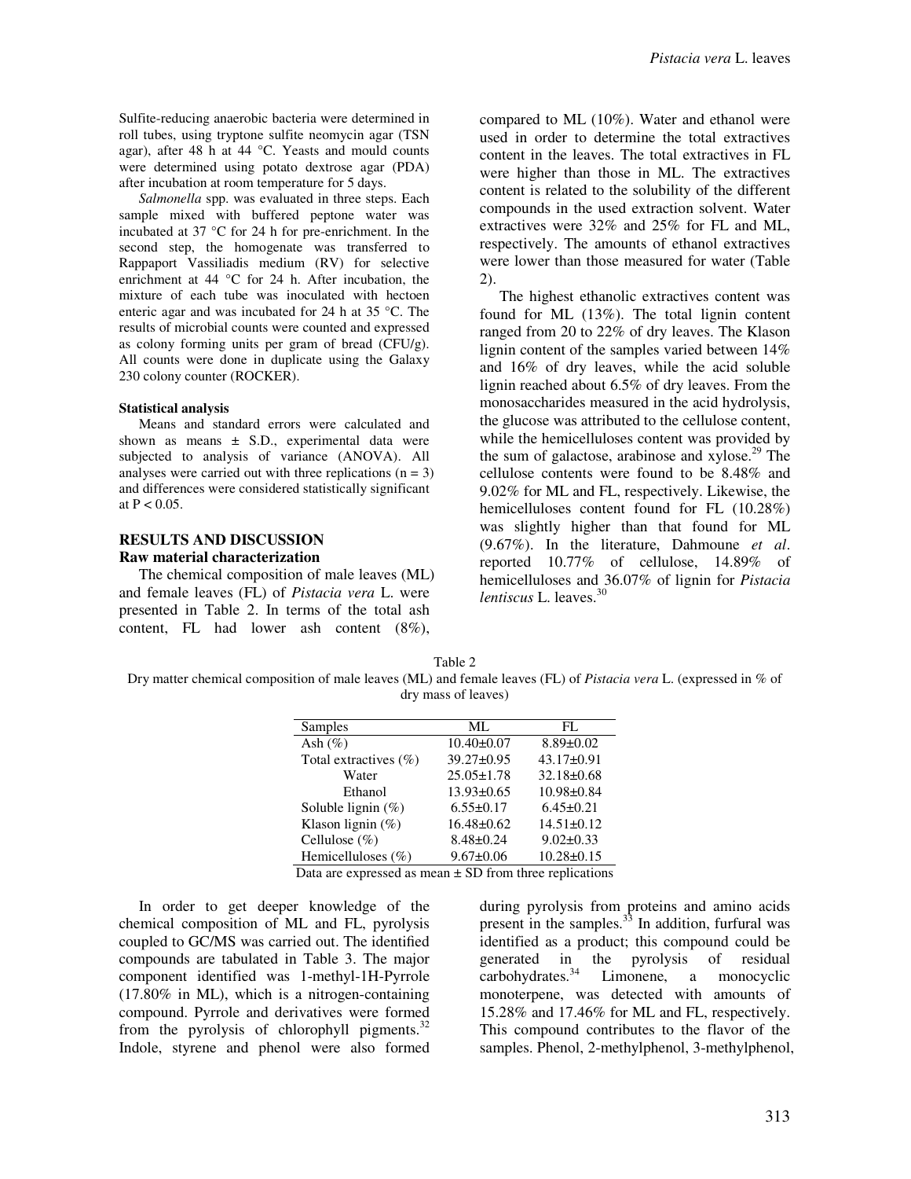Sulfite-reducing anaerobic bacteria were determined in roll tubes, using tryptone sulfite neomycin agar (TSN agar), after 48 h at 44 °C. Yeasts and mould counts were determined using potato dextrose agar (PDA) after incubation at room temperature for 5 days.

*Salmonella* spp. was evaluated in three steps. Each sample mixed with buffered peptone water was incubated at 37 °C for 24 h for pre-enrichment. In the second step, the homogenate was transferred to Rappaport Vassiliadis medium (RV) for selective enrichment at 44 °C for 24 h. After incubation, the mixture of each tube was inoculated with hectoen enteric agar and was incubated for 24 h at 35 °C. The results of microbial counts were counted and expressed as colony forming units per gram of bread (CFU/g). All counts were done in duplicate using the Galaxy 230 colony counter (ROCKER).

**Statistical analysis**

Means and standard errors were calculated and shown as means ± S.D., experimental data were subjected to analysis of variance (ANOVA). All analyses were carried out with three replications (n = 3) and differences were considered statistically significant at $P < 0.05$.

## RESULTS AND DISCUSSION

### Raw material characterization

The chemical composition of male leaves (ML) and female leaves (FL) of *Pistacia vera* L. were presented in Table 2. In terms of the total ash content, FL had lower ash content (8%), compared to ML (10%). Water and ethanol were used in order to determine the total extractives content in the leaves. The total extractives in FL were higher than those in ML. The extractives content is related to the solubility of the different compounds in the used extraction solvent. Water extractives were 32% and 25% for FL and ML, respectively. The amounts of ethanol extractives were lower than those measured for water (Table 2).

The highest ethanolic extractives content was found for ML (13%). The total lignin content ranged from 20 to 22% of dry leaves. The Klason lignin content of the samples varied between 14% and 16% of dry leaves, while the acid soluble lignin reached about 6.5% of dry leaves. From the monosaccharides measured in the acid hydrolysis, the glucose was attributed to the cellulose content, while the hemicelluloses content was provided by the sum of galactose, arabinose and xylose.[29] The cellulose contents were found to be 8.48% and 9.02% for ML and FL, respectively. Likewise, the hemicelluloses content found for FL (10.28%) was slightly higher than that found for ML (9.67%). In the literature, Dahmoune *et al*. reported 10.77% of cellulose, 14.89% of hemicelluloses and 36.07% of lignin for *Pistacia lentiscus* L. leaves.[30]

Table 2
Dry matter chemical composition of male leaves (ML) and female leaves (FL) of *Pistacia vera* L. (expressed in % of dry mass of leaves)

| Samples | ML | FL |
|---|---|---|
| Ash (%) | 10.40±0.07 | 8.89±0.02 |
| Total extractives (%) | 39.27±0.95 | 43.17±0.91 |
| Water | 25.05±1.78 | 32.18±0.68 |
| Ethanol | 13.93±0.65 | 10.98±0.84 |
| Soluble lignin (%) | 6.55±0.17 | 6.45±0.21 |
| Klason lignin (%) | 16.48±0.62 | 14.51±0.12 |
| Cellulose (%) | 8.48±0.24 | 9.02±0.33 |
| Hemicelluloses (%) | 9.67±0.06 | 10.28±0.15 |

Data are expressed as mean ± SD from three replications

In order to get deeper knowledge of the chemical composition of ML and FL, pyrolysis coupled to GC/MS was carried out. The identified compounds are tabulated in Table 3. The major component identified was 1-methyl-1H-Pyrrole (17.80% in ML), which is a nitrogen-containing compound. Pyrrole and derivatives were formed from the pyrolysis of chlorophyll pigments.[32] Indole, styrene and phenol were also formed during pyrolysis from proteins and amino acids present in the samples.[33] In addition, furfural was identified as a product; this compound could be generated in the pyrolysis of residual carbohydrates.[34] Limonene, a monocyclic monoterpene, was detected with amounts of 15.28% and 17.46% for ML and FL, respectively. This compound contributes to the flavor of the samples. Phenol, 2-methylphenol, 3-methylphenol,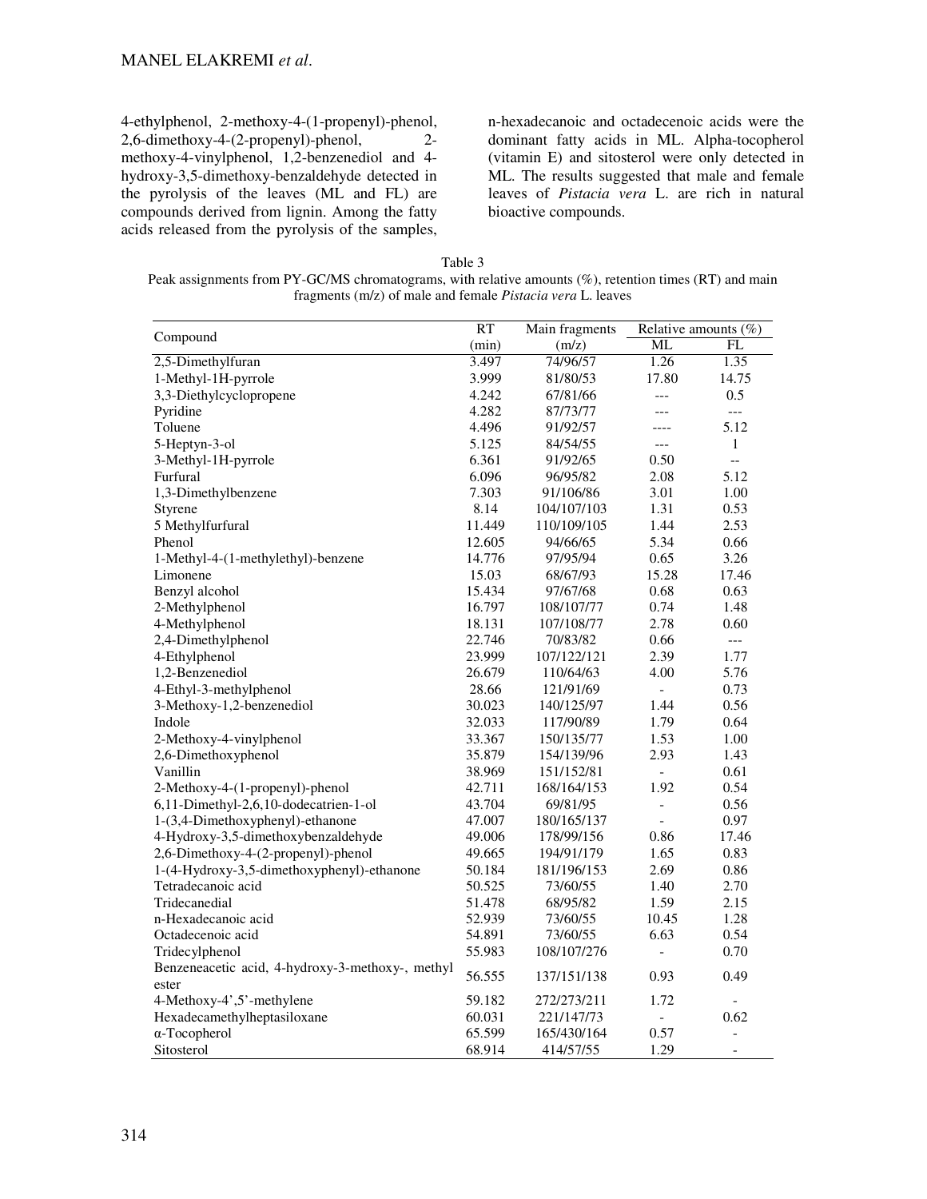4-ethylphenol, 2-methoxy-4-(1-propenyl)-phenol, 2,6-dimethoxy-4-(2-propenyl)-phenol, 2-methoxy-4-vinylphenol, 1,2-benzenediol and 4-hydroxy-3,5-dimethoxy-benzaldehyde detected in the pyrolysis of the leaves (ML and FL) are compounds derived from lignin. Among the fatty acids released from the pyrolysis of the samples, n-hexadecanoic and octadecenoic acids were the dominant fatty acids in ML. Alpha-tocopherol (vitamin E) and sitosterol were only detected in ML. The results suggested that male and female leaves of *Pistacia vera* L. are rich in natural bioactive compounds.

Table 3
Peak assignments from PY-GC/MS chromatograms, with relative amounts (%), retention times (RT) and main fragments (m/z) of male and female *Pistacia vera* L. leaves

| Compound | RT (min) | Main fragments (m/z) | Relative amounts (%) | |
|---|---|---|---|---|
| | | | ML | FL |
| 2,5-Dimethylfuran | 3.497 | 74/96/57 | 1.26 | 1.35 |
| 1-Methyl-1H-pyrrole | 3.999 | 81/80/53 | 17.80 | 14.75 |
| 3,3-Diethylcyclopropene | 4.242 | 67/81/66 | --- | 0.5 |
| Pyridine | 4.282 | 87/73/77 | --- | --- |
| Toluene | 4.496 | 91/92/57 | ---- | 5.12 |
| 5-Heptyn-3-ol | 5.125 | 84/54/55 | --- | 1 |
| 3-Methyl-1H-pyrrole | 6.361 | 91/92/65 | 0.50 | -- |
| Furfural | 6.096 | 96/95/82 | 2.08 | 5.12 |
| 1,3-Dimethylbenzene | 7.303 | 91/106/86 | 3.01 | 1.00 |
| Styrene | 8.14 | 104/107/103 | 1.31 | 0.53 |
| 5 Methylfurfural | 11.449 | 110/109/105 | 1.44 | 2.53 |
| Phenol | 12.605 | 94/66/65 | 5.34 | 0.66 |
| 1-Methyl-4-(1-methylethyl)-benzene | 14.776 | 97/95/94 | 0.65 | 3.26 |
| Limonene | 15.03 | 68/67/93 | 15.28 | 17.46 |
| Benzyl alcohol | 15.434 | 97/67/68 | 0.68 | 0.63 |
| 2-Methylphenol | 16.797 | 108/107/77 | 0.74 | 1.48 |
| 4-Methylphenol | 18.131 | 107/108/77 | 2.78 | 0.60 |
| 2,4-Dimethylphenol | 22.746 | 70/83/82 | 0.66 | --- |
| 4-Ethylphenol | 23.999 | 107/122/121 | 2.39 | 1.77 |
| 1,2-Benzenediol | 26.679 | 110/64/63 | 4.00 | 5.76 |
| 4-Ethyl-3-methylphenol | 28.66 | 121/91/69 | - | 0.73 |
| 3-Methoxy-1,2-benzenediol | 30.023 | 140/125/97 | 1.44 | 0.56 |
| Indole | 32.033 | 117/90/89 | 1.79 | 0.64 |
| 2-Methoxy-4-vinylphenol | 33.367 | 150/135/77 | 1.53 | 1.00 |
| 2,6-Dimethoxyphenol | 35.879 | 154/139/96 | 2.93 | 1.43 |
| Vanillin | 38.969 | 151/152/81 | - | 0.61 |
| 2-Methoxy-4-(1-propenyl)-phenol | 42.711 | 168/164/153 | 1.92 | 0.54 |
| 6,11-Dimethyl-2,6,10-dodecatrien-1-ol | 43.704 | 69/81/95 | - | 0.56 |
| 1-(3,4-Dimethoxyphenyl)-ethanone | 47.007 | 180/165/137 | - | 0.97 |
| 4-Hydroxy-3,5-dimethoxybenzaldehyde | 49.006 | 178/99/156 | 0.86 | 17.46 |
| 2,6-Dimethoxy-4-(2-propenyl)-phenol | 49.665 | 194/91/179 | 1.65 | 0.83 |
| 1-(4-Hydroxy-3,5-dimethoxyphenyl)-ethanone | 50.184 | 181/196/153 | 2.69 | 0.86 |
| Tetradecanoic acid | 50.525 | 73/60/55 | 1.40 | 2.70 |
| Tridecanedial | 51.478 | 68/95/82 | 1.59 | 2.15 |
| n-Hexadecanoic acid | 52.939 | 73/60/55 | 10.45 | 1.28 |
| Octadecenoic acid | 54.891 | 73/60/55 | 6.63 | 0.54 |
| Tridecylphenol | 55.983 | 108/107/276 | - | 0.70 |
| Benzeneacetic acid, 4-hydroxy-3-methoxy-, methyl ester | 56.555 | 137/151/138 | 0.93 | 0.49 |
| 4-Methoxy-4',5'-methylene | 59.182 | 272/273/211 | 1.72 | - |
| Hexadecamethylheptasiloxane | 60.031 | 221/147/73 | - | 0.62 |
| α-Tocopherol | 65.599 | 165/430/164 | 0.57 | - |
| Sitosterol | 68.914 | 414/57/55 | 1.29 | - |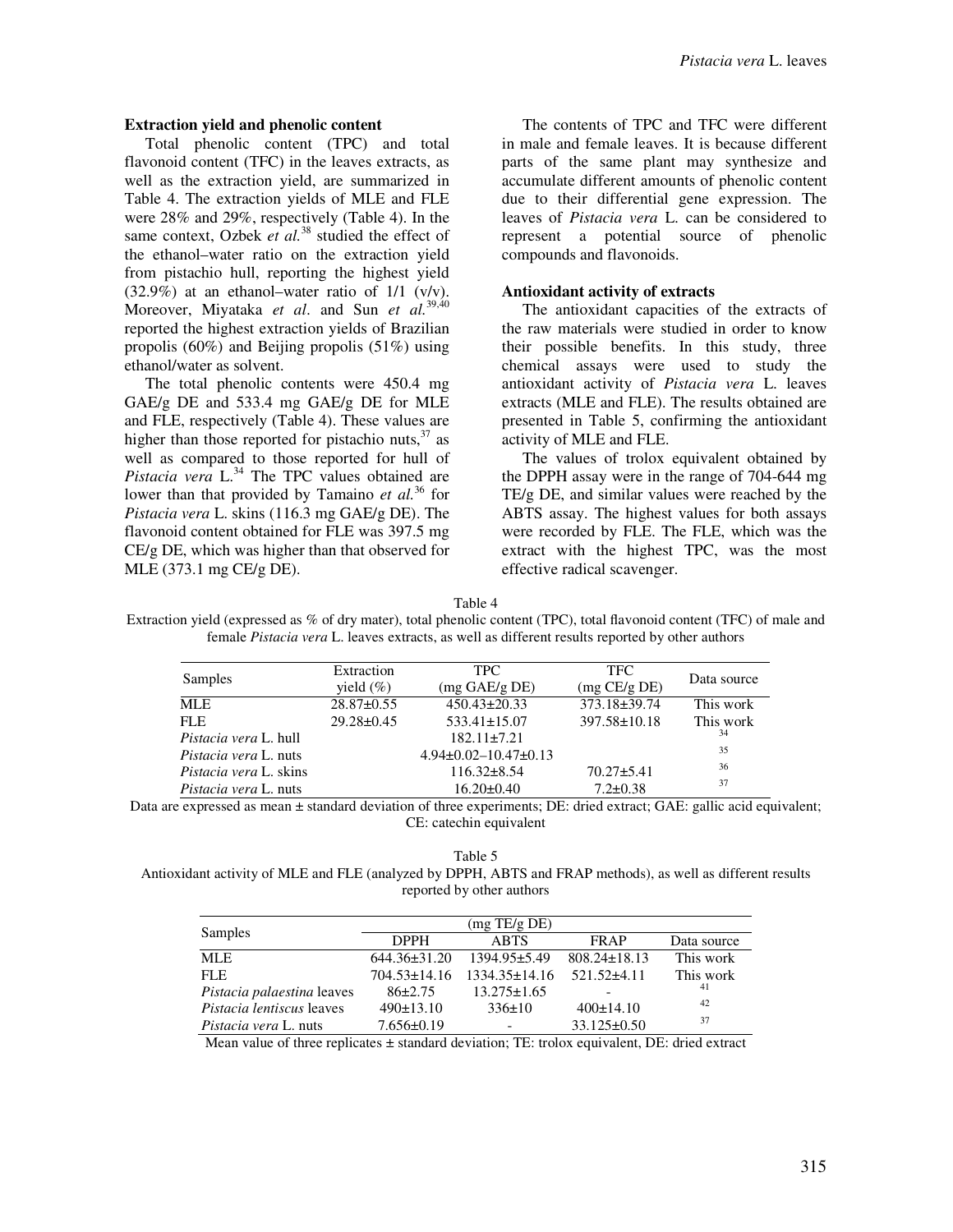### Extraction yield and phenolic content

Total phenolic content (TPC) and total flavonoid content (TFC) in the leaves extracts, as well as the extraction yield, are summarized in Table 4. The extraction yields of MLE and FLE were 28% and 29%, respectively (Table 4). In the same context, Ozbek *et al.*[38] studied the effect of the ethanol–water ratio on the extraction yield from pistachio hull, reporting the highest yield (32.9%) at an ethanol–water ratio of 1/1 (v/v). Moreover, Miyataka *et al*. and Sun *et al.*[39,40] reported the highest extraction yields of Brazilian propolis (60%) and Beijing propolis (51%) using ethanol/water as solvent.

The total phenolic contents were 450.4 mg GAE/g DE and 533.4 mg GAE/g DE for MLE and FLE, respectively (Table 4). These values are higher than those reported for pistachio nuts,[37] as well as compared to those reported for hull of *Pistacia vera* L.[34] The TPC values obtained are lower than that provided by Tamaino *et al.*[36] for *Pistacia vera* L. skins (116.3 mg GAE/g DE). The flavonoid content obtained for FLE was 397.5 mg CE/g DE, which was higher than that observed for MLE (373.1 mg CE/g DE).

The contents of TPC and TFC were different in male and female leaves. It is because different parts of the same plant may synthesize and accumulate different amounts of phenolic content due to their differential gene expression. The leaves of *Pistacia vera* L. can be considered to represent a potential source of phenolic compounds and flavonoids.

### Antioxidant activity of extracts

The antioxidant capacities of the extracts of the raw materials were studied in order to know their possible benefits. In this study, three chemical assays were used to study the antioxidant activity of *Pistacia vera* L. leaves extracts (MLE and FLE). The results obtained are presented in Table 5, confirming the antioxidant activity of MLE and FLE.

The values of trolox equivalent obtained by the DPPH assay were in the range of 704-644 mg TE/g DE, and similar values were reached by the ABTS assay. The highest values for both assays were recorded by FLE. The FLE, which was the extract with the highest TPC, was the most effective radical scavenger.

Table 4
Extraction yield (expressed as % of dry mater), total phenolic content (TPC), total flavonoid content (TFC) of male and female *Pistacia vera* L. leaves extracts, as well as different results reported by other authors

| Samples | Extraction yield (%) | TPC (mg GAE/g DE) | TFC (mg CE/g DE) | Data source |
|---|---|---|---|---|
| MLE | 28.87±0.55 | 450.43±20.33 | 373.18±39.74 | This work |
| FLE | 29.28±0.45 | 533.41±15.07 | 397.58±10.18 | This work |
| *Pistacia vera* L. hull | | 182.11±7.21 | | 34 |
| *Pistacia vera* L. nuts | | 4.94±0.02–10.47±0.13 | | 35 |
| *Pistacia vera* L. skins | | 116.32±8.54 | 70.27±5.41 | 36 |
| *Pistacia vera* L. nuts | | 16.20±0.40 | 7.2±0.38 | 37 |

Data are expressed as mean ± standard deviation of three experiments; DE: dried extract; GAE: gallic acid equivalent; CE: catechin equivalent

Table 5
Antioxidant activity of MLE and FLE (analyzed by DPPH, ABTS and FRAP methods), as well as different results reported by other authors

| Samples | (mg TE/g DE) | | | |
|---|---|---|---|---|
| | DPPH | ABTS | FRAP | Data source |
| MLE | 644.36±31.20 | 1394.95±5.49 | 808.24±18.13 | This work |
| FLE | 704.53±14.16 | 1334.35±14.16 | 521.52±4.11 | This work |
| *Pistacia palaestina* leaves | 86±2.75 | 13.275±1.65 | - | 41 |
| *Pistacia lentiscus* leaves | 490±13.10 | 336±10 | 400±14.10 | 42 |
| *Pistacia vera* L. nuts | 7.656±0.19 | - | 33.125±0.50 | 37 |

Mean value of three replicates ± standard deviation; TE: trolox equivalent, DE: dried extract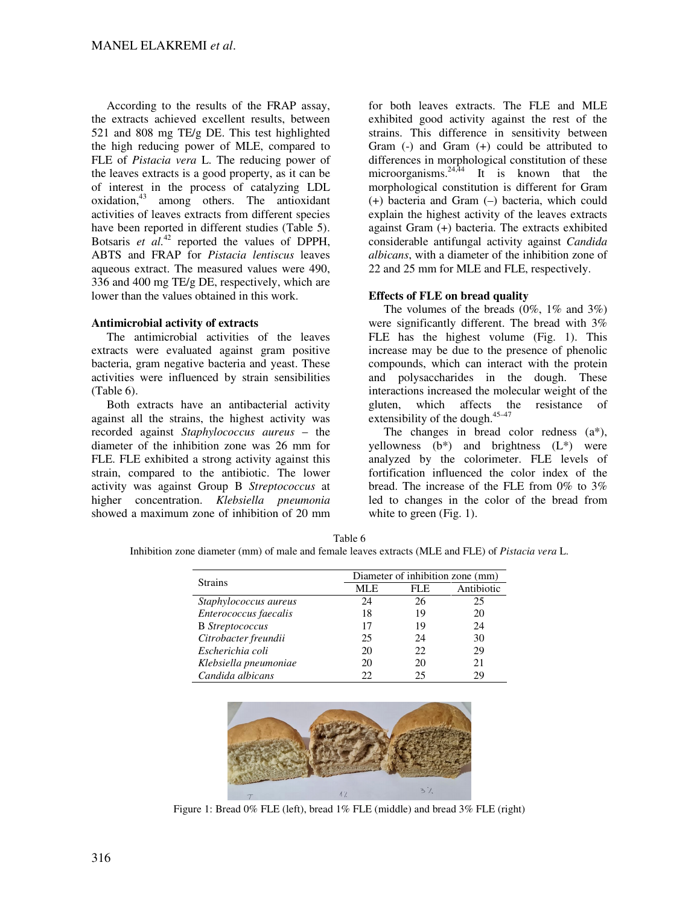According to the results of the FRAP assay, the extracts achieved excellent results, between 521 and 808 mg TE/g DE. This test highlighted the high reducing power of MLE, compared to FLE of *Pistacia vera* L. The reducing power of the leaves extracts is a good property, as it can be of interest in the process of catalyzing LDL oxidation,[43] among others. The antioxidant activities of leaves extracts from different species have been reported in different studies (Table 5). Botsaris *et al.*[42] reported the values of DPPH, ABTS and FRAP for *Pistacia lentiscus* leaves aqueous extract. The measured values were 490, 336 and 400 mg TE/g DE, respectively, which are lower than the values obtained in this work.

**Antimicrobial activity of extracts**

The antimicrobial activities of the leaves extracts were evaluated against gram positive bacteria, gram negative bacteria and yeast. These activities were influenced by strain sensibilities (Table 6).

Both extracts have an antibacterial activity against all the strains, the highest activity was recorded against *Staphylococcus aureus* – the diameter of the inhibition zone was 26 mm for FLE. FLE exhibited a strong activity against this strain, compared to the antibiotic. The lower activity was against Group B *Streptococcus* at higher concentration. *Klebsiella pneumonia* showed a maximum zone of inhibition of 20 mm for both leaves extracts. The FLE and MLE exhibited good activity against the rest of the strains. This difference in sensitivity between Gram (-) and Gram (+) could be attributed to differences in morphological constitution of these microorganisms.[24,44] It is known that the morphological constitution is different for Gram (+) bacteria and Gram (–) bacteria, which could explain the highest activity of the leaves extracts against Gram (+) bacteria. The extracts exhibited considerable antifungal activity against *Candida albicans*, with a diameter of the inhibition zone of 22 and 25 mm for MLE and FLE, respectively.

**Effects of FLE on bread quality**

The volumes of the breads (0%, 1% and 3%) were significantly different. The bread with 3% FLE has the highest volume (Fig. 1). This increase may be due to the presence of phenolic compounds, which can interact with the protein and polysaccharides in the dough. These interactions increased the molecular weight of the gluten, which affects the resistance of extensibility of the dough.[45–47]

The changes in bread color redness (a*), yellowness (b*) and brightness (L*) were analyzed by the colorimeter. FLE levels of fortification influenced the color index of the bread. The increase of the FLE from 0% to 3% led to changes in the color of the bread from white to green (Fig. 1).

Table 6
Inhibition zone diameter (mm) of male and female leaves extracts (MLE and FLE) of *Pistacia vera* L.

| Strains | Diameter of inhibition zone (mm) | | |
|---|---|---|---|
| | MLE | FLE | Antibiotic |
| *Staphylococcus aureus* | 24 | 26 | 25 |
| *Enterococcus faecalis* | 18 | 19 | 20 |
| B *Streptococcus* | 17 | 19 | 24 |
| *Citrobacter freundii* | 25 | 24 | 30 |
| *Escherichia coli* | 20 | 22 | 29 |
| *Klebsiella pneumoniae* | 20 | 20 | 21 |
| *Candida albicans* | 22 | 25 | 29 |

Figure 1: Bread 0% FLE (left), bread 1% FLE (middle) and bread 3% FLE (right)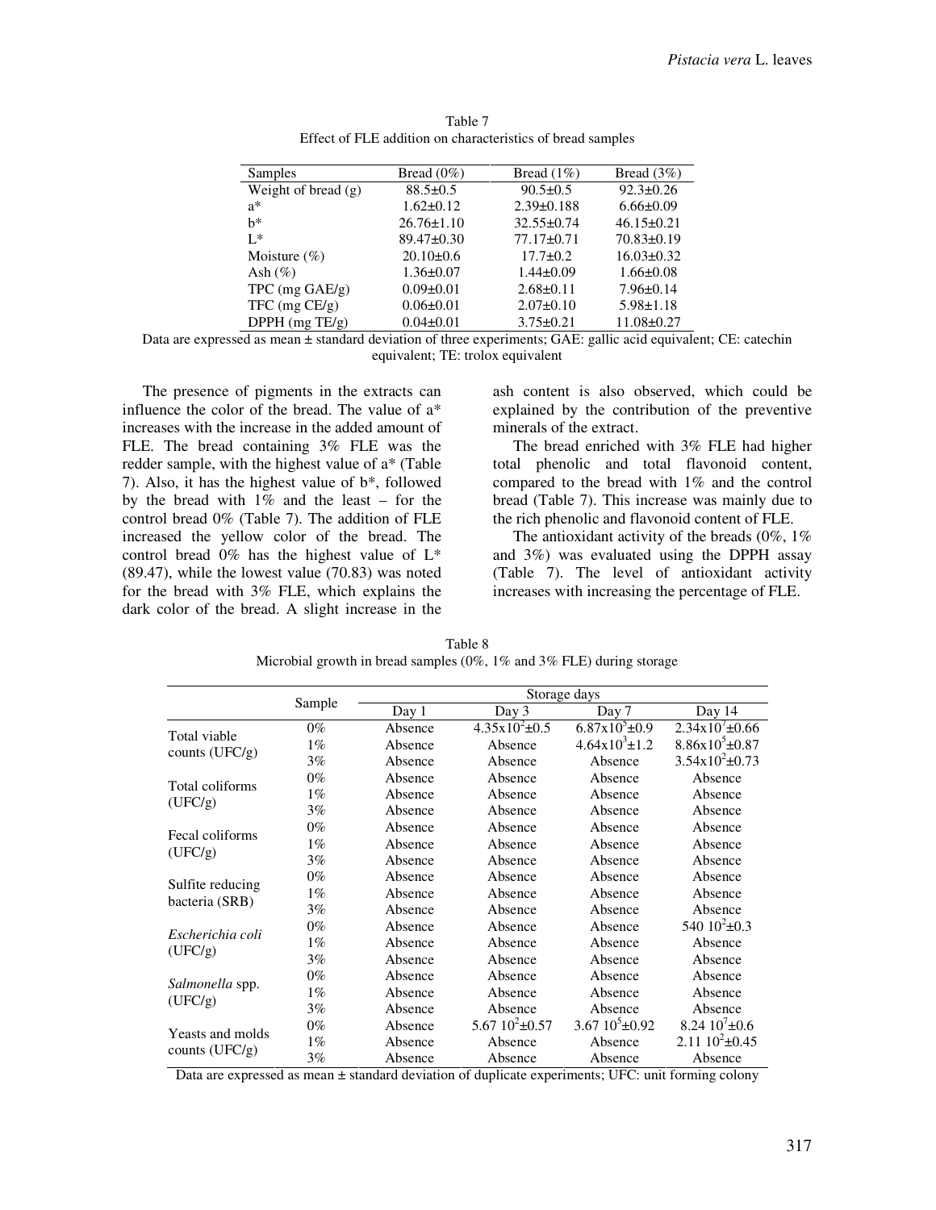Table 7
Effect of FLE addition on characteristics of bread samples

| Samples | Bread (0%) | Bread (1%) | Bread (3%) |
|---|---|---|---|
| Weight of bread (g) | 88.5±0.5 | 90.5±0.5 | 92.3±0.26 |
| a* | 1.62±0.12 | 2.39±0.188 | 6.66±0.09 |
| b* | 26.76±1.10 | 32.55±0.74 | 46.15±0.21 |
| L* | 89.47±0.30 | 77.17±0.71 | 70.83±0.19 |
| Moisture (%) | 20.10±0.6 | 17.7±0.2 | 16.03±0.32 |
| Ash (%) | 1.36±0.07 | 1.44±0.09 | 1.66±0.08 |
| TPC (mg GAE/g) | 0.09±0.01 | 2.68±0.11 | 7.96±0.14 |
| TFC (mg CE/g) | 0.06±0.01 | 2.07±0.10 | 5.98±1.18 |
| DPPH (mg TE/g) | 0.04±0.01 | 3.75±0.21 | 11.08±0.27 |

Data are expressed as mean ± standard deviation of three experiments; GAE: gallic acid equivalent; CE: catechin equivalent; TE: trolox equivalent

The presence of pigments in the extracts can influence the color of the bread. The value of a* increases with the increase in the added amount of FLE. The bread containing 3% FLE was the redder sample, with the highest value of a* (Table 7). Also, it has the highest value of b*, followed by the bread with 1% and the least – for the control bread 0% (Table 7). The addition of FLE increased the yellow color of the bread. The control bread 0% has the highest value of L* (89.47), while the lowest value (70.83) was noted for the bread with 3% FLE, which explains the dark color of the bread. A slight increase in the ash content is also observed, which could be explained by the contribution of the preventive minerals of the extract.

The bread enriched with 3% FLE had higher total phenolic and total flavonoid content, compared to the bread with 1% and the control bread (Table 7). This increase was mainly due to the rich phenolic and flavonoid content of FLE.

The antioxidant activity of the breads (0%, 1% and 3%) was evaluated using the DPPH assay (Table 7). The level of antioxidant activity increases with increasing the percentage of FLE.

Table 8
Microbial growth in bread samples (0%, 1% and 3% FLE) during storage

| | Sample | Storage days | | | |
|---|---|---|---|---|---|
| | | Day 1 | Day 3 | Day 7 | Day 14 |
| Total viable counts (UFC/g) | 0% | Absence | $4.35 \times 10^2 \pm 0.5$ | $6.87 \times 10^5 \pm 0.9$ | $2.34 \times 10^7 \pm 0.66$ |
| | 1% | Absence | Absence | $4.64 \times 10^3 \pm 1.2$ | $8.86 \times 10^5 \pm 0.87$ |
| | 3% | Absence | Absence | Absence | $3.54 \times 10^2 \pm 0.73$ |
| Total coliforms (UFC/g) | 0% | Absence | Absence | Absence | Absence |
| | 1% | Absence | Absence | Absence | Absence |
| | 3% | Absence | Absence | Absence | Absence |
| Fecal coliforms (UFC/g) | 0% | Absence | Absence | Absence | Absence |
| | 1% | Absence | Absence | Absence | Absence |
| | 3% | Absence | Absence | Absence | Absence |
| Sulfite reducing bacteria (SRB) | 0% | Absence | Absence | Absence | Absence |
| | 1% | Absence | Absence | Absence | Absence |
| | 3% | Absence | Absence | Absence | Absence |
| *Escherichia coli* (UFC/g) | 0% | Absence | Absence | Absence | $540\ 10^2 \pm 0.3$ |
| | 1% | Absence | Absence | Absence | Absence |
| | 3% | Absence | Absence | Absence | Absence |
| *Salmonella* spp. (UFC/g) | 0% | Absence | Absence | Absence | Absence |
| | 1% | Absence | Absence | Absence | Absence |
| | 3% | Absence | Absence | Absence | Absence |
| Yeasts and molds counts (UFC/g) | 0% | Absence | $5.67\ 10^2 \pm 0.57$ | $3.67\ 10^5 \pm 0.92$ | $8.24\ 10^7 \pm 0.6$ |
| | 1% | Absence | Absence | Absence | $2.11\ 10^2 \pm 0.45$ |
| | 3% | Absence | Absence | Absence | Absence |

Data are expressed as mean ± standard deviation of duplicate experiments; UFC: unit forming colony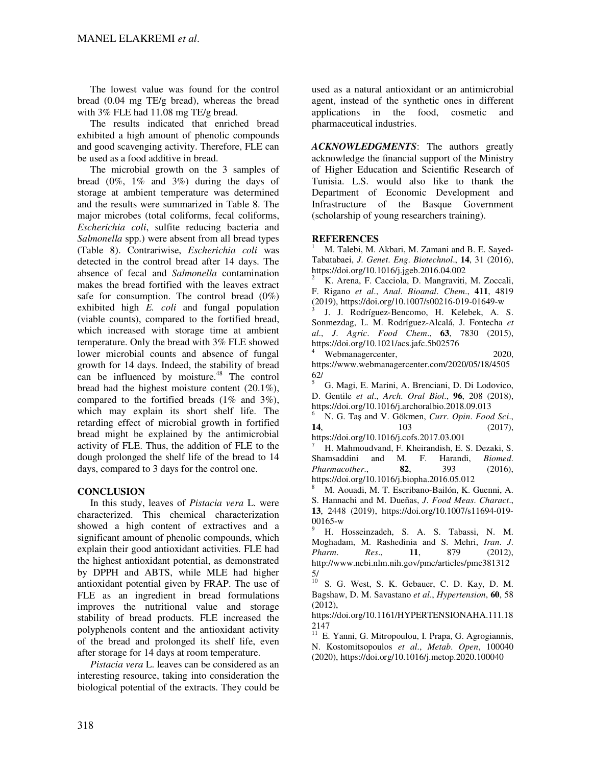The lowest value was found for the control bread (0.04 mg TE/g bread), whereas the bread with 3% FLE had 11.08 mg TE/g bread.

The results indicated that enriched bread exhibited a high amount of phenolic compounds and good scavenging activity. Therefore, FLE can be used as a food additive in bread.

The microbial growth on the 3 samples of bread (0%, 1% and 3%) during the days of storage at ambient temperature was determined and the results were summarized in Table 8. The major microbes (total coliforms, fecal coliforms, *Escherichia coli*, sulfite reducing bacteria and *Salmonella* spp.) were absent from all bread types (Table 8). Contrariwise, *Escherichia coli* was detected in the control bread after 14 days. The absence of fecal and *Salmonella* contamination makes the bread fortified with the leaves extract safe for consumption. The control bread (0%) exhibited high *E. coli* and fungal population (viable counts), compared to the fortified bread, which increased with storage time at ambient temperature. Only the bread with 3% FLE showed lower microbial counts and absence of fungal growth for 14 days. Indeed, the stability of bread can be influenced by moisture.[48] The control bread had the highest moisture content (20.1%), compared to the fortified breads (1% and 3%), which may explain its short shelf life. The retarding effect of microbial growth in fortified bread might be explained by the antimicrobial activity of FLE. Thus, the addition of FLE to the dough prolonged the shelf life of the bread to 14 days, compared to 3 days for the control one.

## CONCLUSION

In this study, leaves of *Pistacia vera* L. were characterized. This chemical characterization showed a high content of extractives and a significant amount of phenolic compounds, which explain their good antioxidant activities. FLE had the highest antioxidant potential, as demonstrated by DPPH and ABTS, while MLE had higher antioxidant potential given by FRAP. The use of FLE as an ingredient in bread formulations improves the nutritional value and storage stability of bread products. FLE increased the polyphenols content and the antioxidant activity of the bread and prolonged its shelf life, even after storage for 14 days at room temperature.

*Pistacia vera* L. leaves can be considered as an interesting resource, taking into consideration the biological potential of the extracts. They could be used as a natural antioxidant or an antimicrobial agent, instead of the synthetic ones in different applications in the food, cosmetic and pharmaceutical industries.

***ACKNOWLEDGMENTS***: The authors greatly acknowledge the financial support of the Ministry of Higher Education and Scientific Research of Tunisia. L.S. would also like to thank the Department of Economic Development and Infrastructure of the Basque Government (scholarship of young researchers training).

## REFERENCES

[1] M. Talebi, M. Akbari, M. Zamani and B. E. Sayed-Tabatabaei, *J. Genet. Eng. Biotechnol.*, **14**, 31 (2016), https://doi.org/10.1016/j.jgeb.2016.04.002

[2] K. Arena, F. Cacciola, D. Mangraviti, M. Zoccali, F. Rigano *et al.*, *Anal. Bioanal. Chem.*, **411**, 4819 (2019), https://doi.org/10.1007/s00216-019-01649-w

[3] J. J. Rodríguez-Bencomo, H. Kelebek, A. S. Sonmezdag, L. M. Rodríguez-Alcalá, J. Fontecha *et al.*, *J. Agric. Food Chem.*, **63**, 7830 (2015), https://doi.org/10.1021/acs.jafc.5b02576

[4] Webmanagercenter, 2020, https://www.webmanagercenter.com/2020/05/18/450562/

[5] G. Magi, E. Marini, A. Brenciani, D. Di Lodovico, D. Gentile *et al.*, *Arch. Oral Biol.*, **96**, 208 (2018), https://doi.org/10.1016/j.archoralbio.2018.09.013

[6] N. G. Taş and V. Gökmen, *Curr. Opin. Food Sci.*, **14**, 103 (2017), https://doi.org/10.1016/j.cofs.2017.03.001

[7] H. Mahmoudvand, F. Kheirandish, E. S. Dezaki, S. Shamsaddini and M. F. Harandi, *Biomed. Pharmacother.*, **82**, 393 (2016), https://doi.org/10.1016/j.biopha.2016.05.012

[8] M. Aouadi, M. T. Escribano-Bailón, K. Guenni, A. S. Hannachi and M. Dueñas, *J. Food Meas. Charact.*, **13**, 2448 (2019), https://doi.org/10.1007/s11694-019-00165-w

[9] H. Hosseinzadeh, S. A. S. Tabassi, N. M. Moghadam, M. Rashedinia and S. Mehri, *Iran. J. Pharm. Res.*, **11**, 879 (2012), http://www.ncbi.nlm.nih.gov/pmc/articles/pmc3813125/

[10] S. G. West, S. K. Gebauer, C. D. Kay, D. M. Bagshaw, D. M. Savastano *et al.*, *Hypertension*, **60**, 58 (2012), https://doi.org/10.1161/HYPERTENSIONAHA.111.182147

[11] E. Yanni, G. Mitropoulou, I. Prapa, G. Agrogiannis, N. Kostomitsopoulos *et al.*, *Metab. Open*, 100040 (2020), https://doi.org/10.1016/j.metop.2020.100040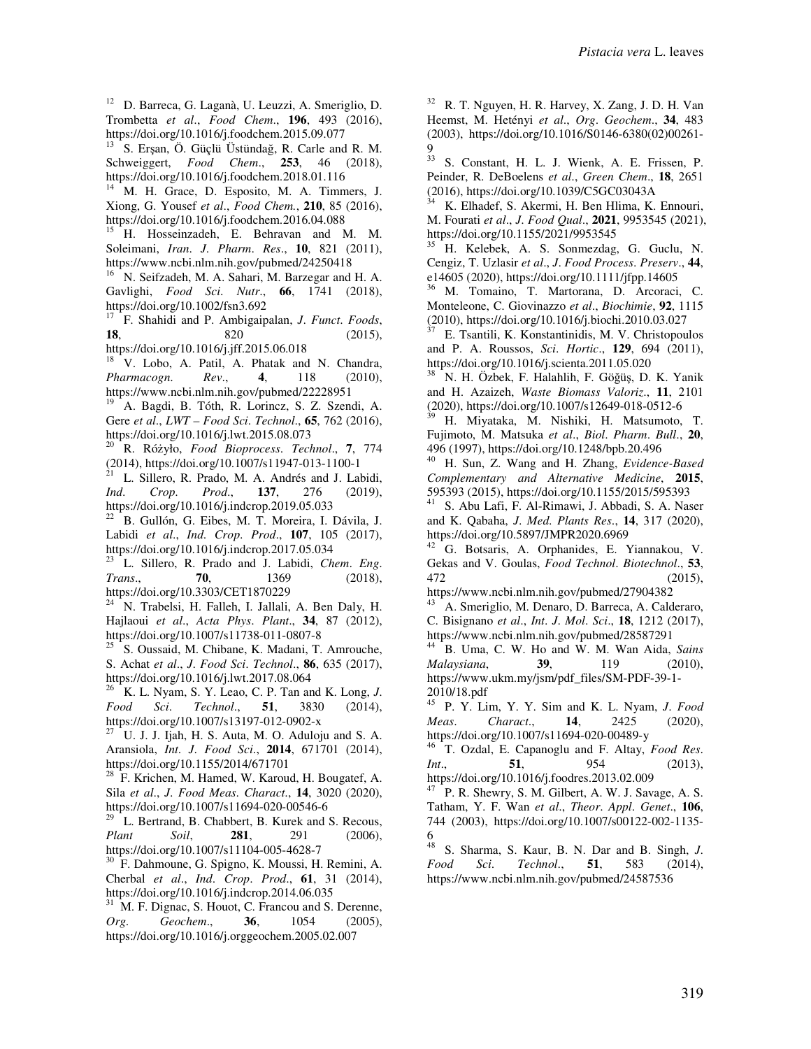[12] D. Barreca, G. Laganà, U. Leuzzi, A. Smeriglio, D. Trombetta *et al*., *Food Chem*., **196**, 493 (2016), https://doi.org/10.1016/j.foodchem.2015.09.077

[13] S. Erşan, Ö. Güçlü Üstündağ, R. Carle and R. M. Schweiggert, *Food Chem*., **253**, 46 (2018), https://doi.org/10.1016/j.foodchem.2018.01.116

[14] M. H. Grace, D. Esposito, M. A. Timmers, J. Xiong, G. Yousef *et al*., *Food Chem.*, **210**, 85 (2016), https://doi.org/10.1016/j.foodchem.2016.04.088

[15] H. Hosseinzadeh, E. Behravan and M. M. Soleimani, *Iran*. *J*. *Pharm*. *Res*., **10**, 821 (2011), https://www.ncbi.nlm.nih.gov/pubmed/24250418

[16] N. Seifzadeh, M. A. Sahari, M. Barzegar and H. A. Gavlighi, *Food Sci*. *Nutr*., **66**, 1741 (2018), https://doi.org/10.1002/fsn3.692

[17] F. Shahidi and P. Ambigaipalan, *J*. *Funct*. *Foods*, **18**, 820 (2015), https://doi.org/10.1016/j.jff.2015.06.018

[18] V. Lobo, A. Patil, A. Phatak and N. Chandra, *Pharmacogn*. *Rev*., **4**, 118 (2010), https://www.ncbi.nlm.nih.gov/pubmed/22228951

[19] A. Bagdi, B. Tóth, R. Lorincz, S. Z. Szendi, A. Gere *et al*., *LWT – Food Sci*. *Technol*., **65**, 762 (2016), https://doi.org/10.1016/j.lwt.2015.08.073

[20] R. Różyło, *Food Bioprocess*. *Technol*., **7**, 774 (2014), https://doi.org/10.1007/s11947-013-1100-1

[21] L. Sillero, R. Prado, M. A. Andrés and J. Labidi, *Ind*. *Crop*. *Prod*., **137**, 276 (2019), https://doi.org/10.1016/j.indcrop.2019.05.033

[22] B. Gullón, G. Eibes, M. T. Moreira, I. Dávila, J. Labidi *et al*., *Ind*. *Crop*. *Prod*., **107**, 105 (2017), https://doi.org/10.1016/j.indcrop.2017.05.034

[23] L. Sillero, R. Prado and J. Labidi, *Chem*. *Eng*. *Trans*., **70**, 1369 (2018), https://doi.org/10.3303/CET1870229

[24] N. Trabelsi, H. Falleh, I. Jallali, A. Ben Daly, H. Hajlaoui *et al*., *Acta Phys*. *Plant*., **34**, 87 (2012), https://doi.org/10.1007/s11738-011-0807-8

[25] S. Oussaid, M. Chibane, K. Madani, T. Amrouche, S. Achat *et al*., *J*. *Food Sci*. *Technol*., **86**, 635 (2017), https://doi.org/10.1016/j.lwt.2017.08.064

[26] K. L. Nyam, S. Y. Leao, C. P. Tan and K. Long, *J*. *Food Sci*. *Technol*., **51**, 3830 (2014), https://doi.org/10.1007/s13197-012-0902-x

[27] U. J. J. Ijah, H. S. Auta, M. O. Aduloju and S. A. Aransiola, *Int*. *J*. *Food Sci*., **2014**, 671701 (2014), https://doi.org/10.1155/2014/671701

[28] F. Krichen, M. Hamed, W. Karoud, H. Bougatef, A. Sila *et al*., *J*. *Food Meas*. *Charact*., **14**, 3020 (2020), https://doi.org/10.1007/s11694-020-00546-6

[29] L. Bertrand, B. Chabbert, B. Kurek and S. Recous, *Plant Soil*, **281**, 291 (2006), https://doi.org/10.1007/s11104-005-4628-7

[30] F. Dahmoune, G. Spigno, K. Moussi, H. Remini, A. Cherbal *et al*., *Ind*. *Crop*. *Prod*., **61**, 31 (2014), https://doi.org/10.1016/j.indcrop.2014.06.035

[31] M. F. Dignac, S. Houot, C. Francou and S. Derenne, *Org*. *Geochem*., **36**, 1054 (2005), https://doi.org/10.1016/j.orggeochem.2005.02.007

[32] R. T. Nguyen, H. R. Harvey, X. Zang, J. D. H. Van Heemst, M. Hetényi *et al*., *Org*. *Geochem*., **34**, 483 (2003), https://doi.org/10.1016/S0146-6380(02)00261-9

[33] S. Constant, H. L. J. Wienk, A. E. Frissen, P. Peinder, R. DeBoelens *et al*., *Green Chem*., **18**, 2651 (2016), https://doi.org/10.1039/C5GC03043A

[34] K. Elhadef, S. Akermi, H. Ben Hlima, K. Ennouri, M. Fourati *et al*., *J*. *Food Qual*., **2021**, 9953545 (2021), https://doi.org/10.1155/2021/9953545

[35] H. Kelebek, A. S. Sonmezdag, G. Guclu, N. Cengiz, T. Uzlasir *et al*., *J*. *Food Process*. *Preserv*., **44**, e14605 (2020), https://doi.org/10.1111/jfpp.14605

[36] M. Tomaino, T. Martorana, D. Arcoraci, C. Monteleone, C. Giovinazzo *et al*., *Biochimie*, **92**, 1115 (2010), https://doi.org/10.1016/j.biochi.2010.03.027

[37] E. Tsantili, K. Konstantinidis, M. V. Christopoulos and P. A. Roussos, *Sci*. *Hortic*., **129**, 694 (2011), https://doi.org/10.1016/j.scienta.2011.05.020

[38] N. H. Özbek, F. Halahlih, F. Göğüş, D. K. Yanik and H. Azaizeh, *Waste Biomass Valoriz*., **11**, 2101 (2020), https://doi.org/10.1007/s12649-018-0512-6

[39] H. Miyataka, M. Nishiki, H. Matsumoto, T. Fujimoto, M. Matsuka *et al*., *Biol*. *Pharm*. *Bull*., **20**, 496 (1997), https://doi.org/10.1248/bpb.20.496

[40] H. Sun, Z. Wang and H. Zhang, *Evidence-Based Complementary and Alternative Medicine*, **2015**, 595393 (2015), https://doi.org/10.1155/2015/595393

[41] S. Abu Lafi, F. Al-Rimawi, J. Abbadi, S. A. Naser and K. Qabaha, *J*. *Med*. *Plants Res*., **14**, 317 (2020), https://doi.org/10.5897/JMPR2020.6969

[42] G. Botsaris, A. Orphanides, E. Yiannakou, V. Gekas and V. Goulas, *Food Technol*. *Biotechnol*., **53**, 472 (2015), https://www.ncbi.nlm.nih.gov/pubmed/27904382

[43] A. Smeriglio, M. Denaro, D. Barreca, A. Calderaro, C. Bisignano *et al*., *Int*. *J*. *Mol*. *Sci*., **18**, 1212 (2017), https://www.ncbi.nlm.nih.gov/pubmed/28587291

[44] B. Uma, C. W. Ho and W. M. Wan Aida, *Sains Malaysiana*, **39**, 119 (2010), https://www.ukm.my/jsm/pdf_files/SM-PDF-39-1-2010/18.pdf

[45] P. Y. Lim, Y. Y. Sim and K. L. Nyam, *J*. *Food Meas*. *Charact*., **14**, 2425 (2020), https://doi.org/10.1007/s11694-020-00489-y

[46] T. Ozdal, E. Capanoglu and F. Altay, *Food Res*. *Int*., **51**, 954 (2013), https://doi.org/10.1016/j.foodres.2013.02.009

[47] P. R. Shewry, S. M. Gilbert, A. W. J. Savage, A. S. Tatham, Y. F. Wan *et al*., *Theor*. *Appl*. *Genet*., **106**, 744 (2003), https://doi.org/10.1007/s00122-002-1135-6

[48] S. Sharma, S. Kaur, B. N. Dar and B. Singh, *J*. *Food Sci*. *Technol*., **51**, 583 (2014), https://www.ncbi.nlm.nih.gov/pubmed/24587536